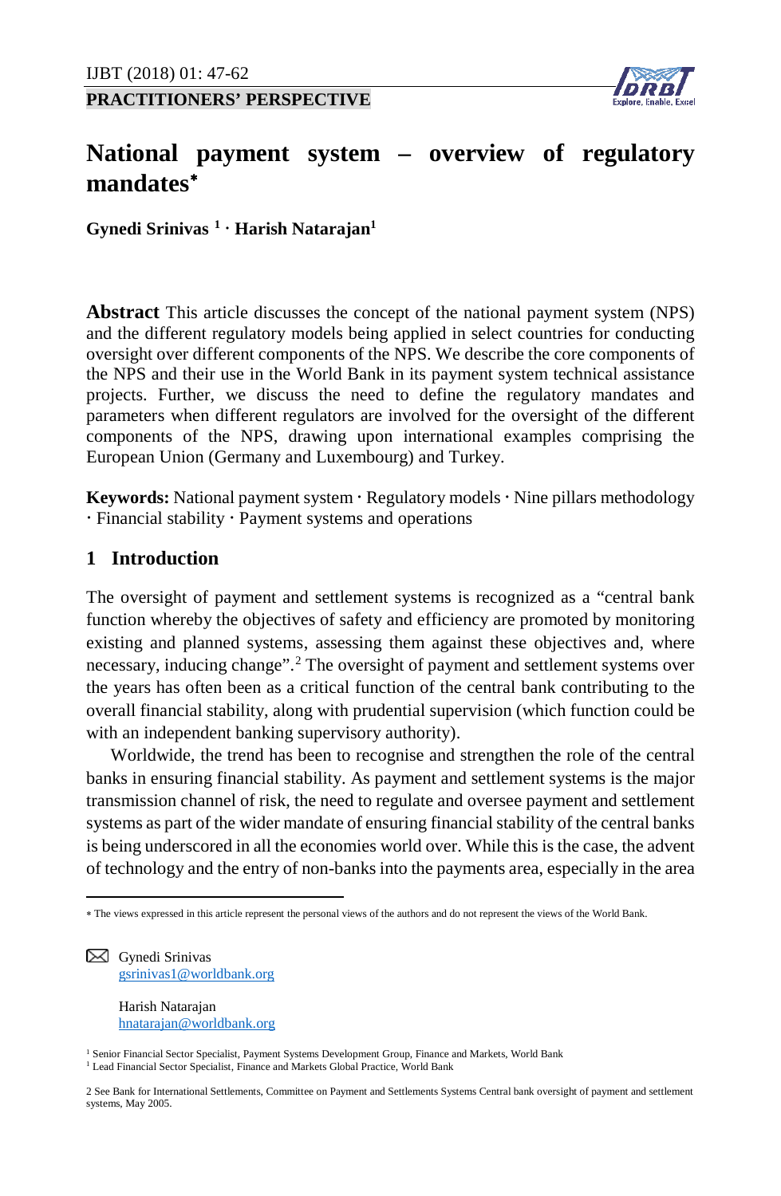PRACTITIONERS' PERSPECTIVE

# National payment system – overview of regulatory mandates*

**Gynedi Srinivas [1] · Harish Natarajan[1]**

**Abstract** This article discusses the concept of the national payment system (NPS) and the different regulatory models being applied in select countries for conducting oversight over different components of the NPS. We describe the core components of the NPS and their use in the World Bank in its payment system technical assistance projects. Further, we discuss the need to define the regulatory mandates and parameters when different regulators are involved for the oversight of the different components of the NPS, drawing upon international examples comprising the European Union (Germany and Luxembourg) and Turkey.

**Keywords:** National payment system · Regulatory models · Nine pillars methodology · Financial stability · Payment systems and operations

## 1 Introduction

The oversight of payment and settlement systems is recognized as a "central bank function whereby the objectives of safety and efficiency are promoted by monitoring existing and planned systems, assessing them against these objectives and, where necessary, inducing change".[2] The oversight of payment and settlement systems over the years has often been as a critical function of the central bank contributing to the overall financial stability, along with prudential supervision (which function could be with an independent banking supervisory authority).

Worldwide, the trend has been to recognise and strengthen the role of the central banks in ensuring financial stability. As payment and settlement systems is the major transmission channel of risk, the need to regulate and oversee payment and settlement systems as part of the wider mandate of ensuring financial stability of the central banks is being underscored in all the economies world over. While this is the case, the advent of technology and the entry of non-banks into the payments area, especially in the area

---

* The views expressed in this article represent the personal views of the authors and do not represent the views of the World Bank.

Gynedi Srinivas
gsrinivas1@worldbank.org

Harish Natarajan
hnatarajan@worldbank.org

[1] Senior Financial Sector Specialist, Payment Systems Development Group, Finance and Markets, World Bank

[1] Lead Financial Sector Specialist, Finance and Markets Global Practice, World Bank

2 See Bank for International Settlements, Committee on Payment and Settlements Systems Central bank oversight of payment and settlement systems, May 2005.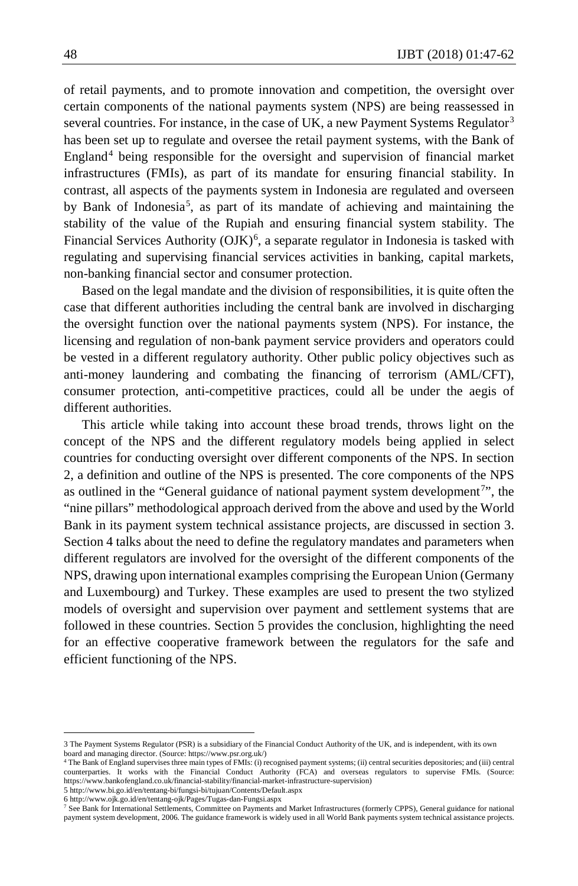of retail payments, and to promote innovation and competition, the oversight over certain components of the national payments system (NPS) are being reassessed in several countries. For instance, in the case of UK, a new Payment Systems Regulator[3] has been set up to regulate and oversee the retail payment systems, with the Bank of England[4] being responsible for the oversight and supervision of financial market infrastructures (FMIs), as part of its mandate for ensuring financial stability. In contrast, all aspects of the payments system in Indonesia are regulated and overseen by Bank of Indonesia[5], as part of its mandate of achieving and maintaining the stability of the value of the Rupiah and ensuring financial system stability. The Financial Services Authority (OJK)[6], a separate regulator in Indonesia is tasked with regulating and supervising financial services activities in banking, capital markets, non-banking financial sector and consumer protection.

Based on the legal mandate and the division of responsibilities, it is quite often the case that different authorities including the central bank are involved in discharging the oversight function over the national payments system (NPS). For instance, the licensing and regulation of non-bank payment service providers and operators could be vested in a different regulatory authority. Other public policy objectives such as anti-money laundering and combating the financing of terrorism (AML/CFT), consumer protection, anti-competitive practices, could all be under the aegis of different authorities.

This article while taking into account these broad trends, throws light on the concept of the NPS and the different regulatory models being applied in select countries for conducting oversight over different components of the NPS. In section 2, a definition and outline of the NPS is presented. The core components of the NPS as outlined in the "General guidance of national payment system development[7]", the "nine pillars" methodological approach derived from the above and used by the World Bank in its payment system technical assistance projects, are discussed in section 3. Section 4 talks about the need to define the regulatory mandates and parameters when different regulators are involved for the oversight of the different components of the NPS, drawing upon international examples comprising the European Union (Germany and Luxembourg) and Turkey. These examples are used to present the two stylized models of oversight and supervision over payment and settlement systems that are followed in these countries. Section 5 provides the conclusion, highlighting the need for an effective cooperative framework between the regulators for the safe and efficient functioning of the NPS.

---

3 The Payment Systems Regulator (PSR) is a subsidiary of the Financial Conduct Authority of the UK, and is independent, with its own board and managing director. (Source: https://www.psr.org.uk/)

4 The Bank of England supervises three main types of FMIs: (i) recognised payment systems; (ii) central securities depositories; and (iii) central counterparties. It works with the Financial Conduct Authority (FCA) and overseas regulators to supervise FMIs. (Source: https://www.bankofengland.co.uk/financial-stability/financial-market-infrastructure-supervision)

5 http://www.bi.go.id/en/tentang-bi/fungsi-bi/tujuan/Contents/Default.aspx

6 http://www.ojk.go.id/en/tentang-ojk/Pages/Tugas-dan-Fungsi.aspx

7 See Bank for International Settlements, Committee on Payments and Market Infrastructures (formerly CPPS), General guidance for national payment system development, 2006. The guidance framework is widely used in all World Bank payments system technical assistance projects.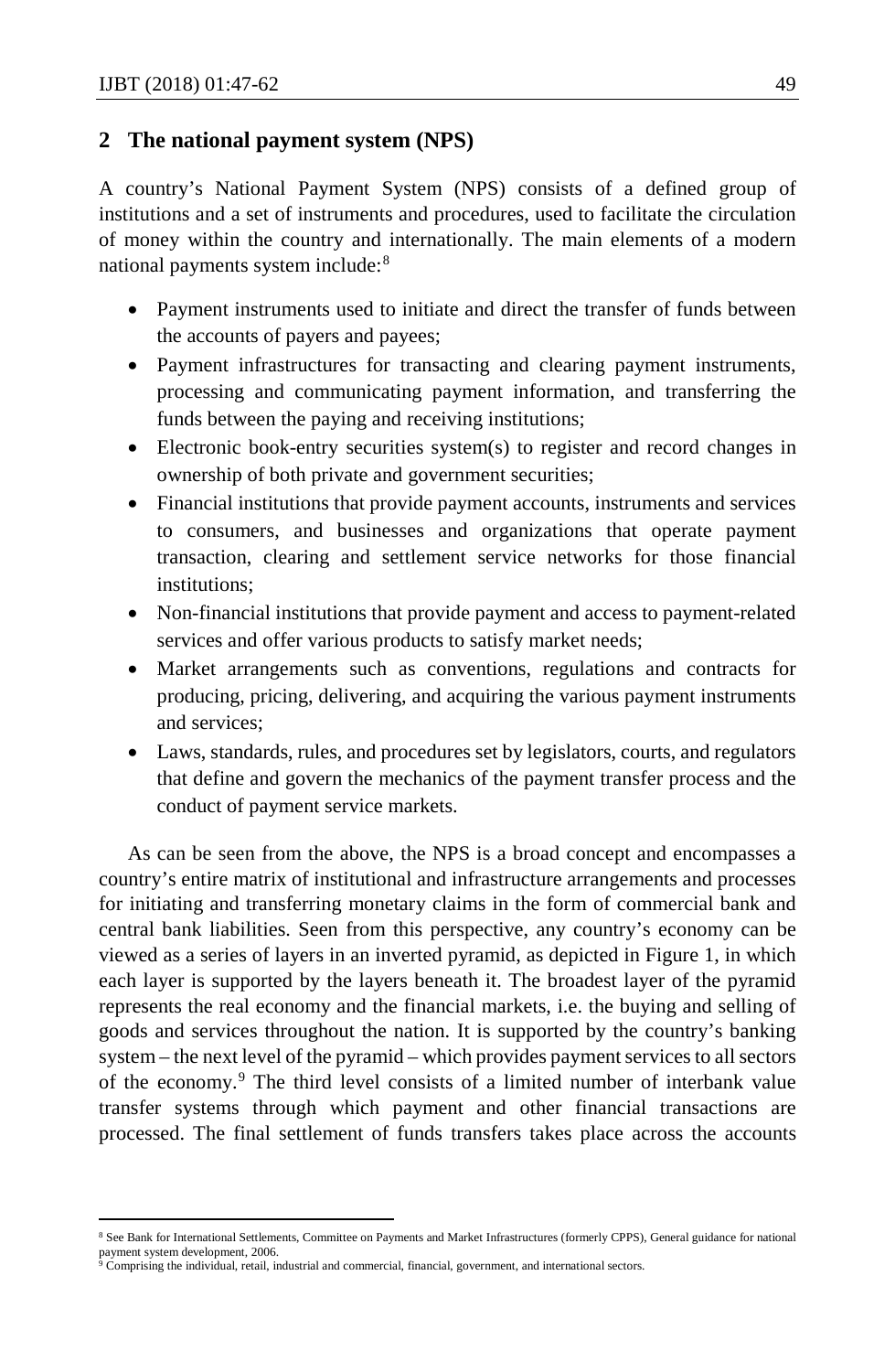## 2 The national payment system (NPS)

A country's National Payment System (NPS) consists of a defined group of institutions and a set of instruments and procedures, used to facilitate the circulation of money within the country and internationally. The main elements of a modern national payments system include:[8]

- Payment instruments used to initiate and direct the transfer of funds between the accounts of payers and payees;
- Payment infrastructures for transacting and clearing payment instruments, processing and communicating payment information, and transferring the funds between the paying and receiving institutions;
- Electronic book-entry securities system(s) to register and record changes in ownership of both private and government securities;
- Financial institutions that provide payment accounts, instruments and services to consumers, and businesses and organizations that operate payment transaction, clearing and settlement service networks for those financial institutions;
- Non-financial institutions that provide payment and access to payment-related services and offer various products to satisfy market needs;
- Market arrangements such as conventions, regulations and contracts for producing, pricing, delivering, and acquiring the various payment instruments and services;
- Laws, standards, rules, and procedures set by legislators, courts, and regulators that define and govern the mechanics of the payment transfer process and the conduct of payment service markets.

As can be seen from the above, the NPS is a broad concept and encompasses a country's entire matrix of institutional and infrastructure arrangements and processes for initiating and transferring monetary claims in the form of commercial bank and central bank liabilities. Seen from this perspective, any country's economy can be viewed as a series of layers in an inverted pyramid, as depicted in Figure 1, in which each layer is supported by the layers beneath it. The broadest layer of the pyramid represents the real economy and the financial markets, i.e. the buying and selling of goods and services throughout the nation. It is supported by the country's banking system – the next level of the pyramid – which provides payment services to all sectors of the economy.[9] The third level consists of a limited number of interbank value transfer systems through which payment and other financial transactions are processed. The final settlement of funds transfers takes place across the accounts

---

[8] See Bank for International Settlements, Committee on Payments and Market Infrastructures (formerly CPPS), General guidance for national payment system development, 2006.

[9] Comprising the individual, retail, industrial and commercial, financial, government, and international sectors.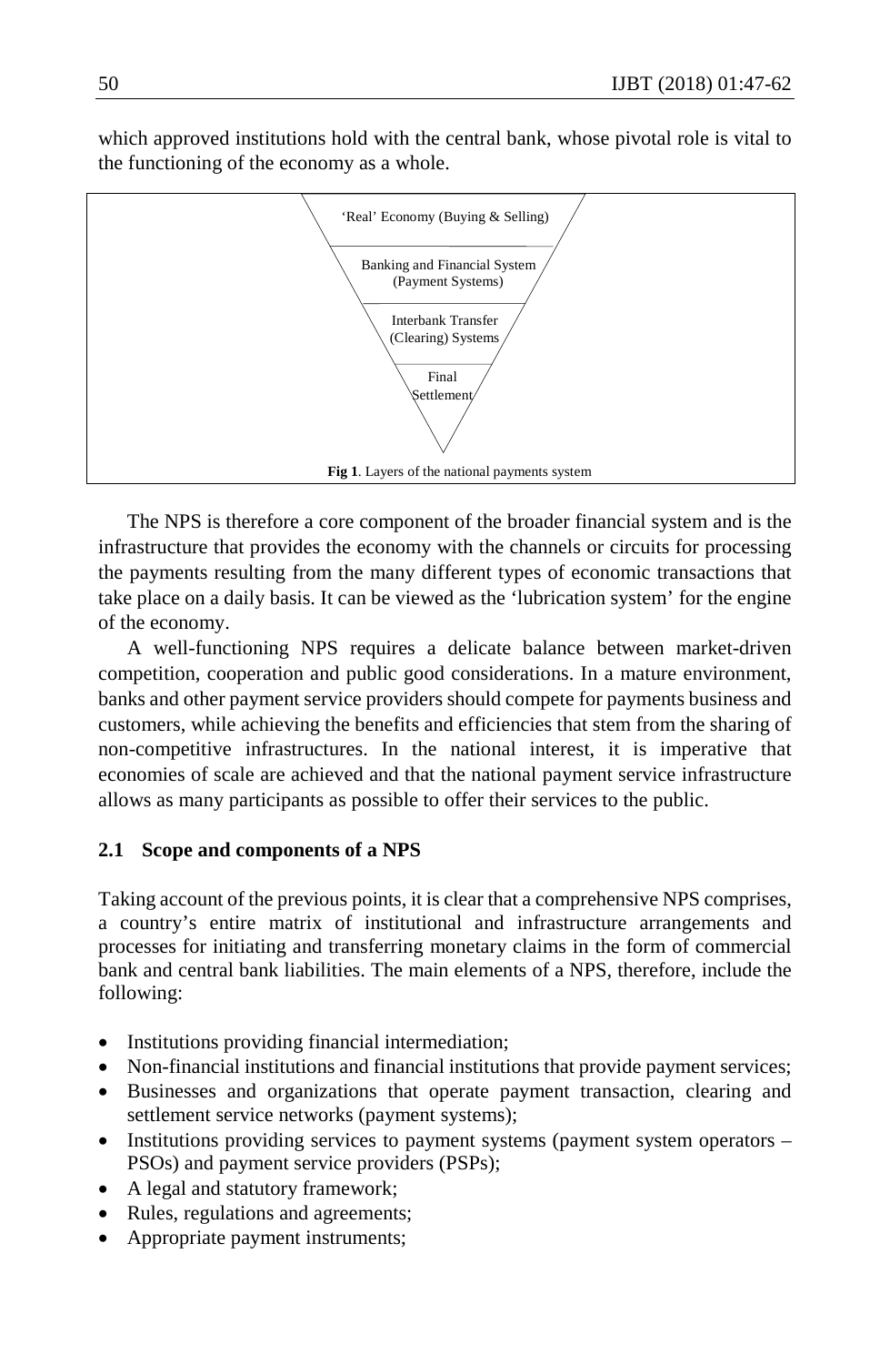which approved institutions hold with the central bank, whose pivotal role is vital to the functioning of the economy as a whole.

'Real' Economy (Buying & Selling)

Banking and Financial System (Payment Systems)

Interbank Transfer (Clearing) Systems

Final Settlement

**Fig 1**. Layers of the national payments system

The NPS is therefore a core component of the broader financial system and is the infrastructure that provides the economy with the channels or circuits for processing the payments resulting from the many different types of economic transactions that take place on a daily basis. It can be viewed as the 'lubrication system' for the engine of the economy.

A well-functioning NPS requires a delicate balance between market-driven competition, cooperation and public good considerations. In a mature environment, banks and other payment service providers should compete for payments business and customers, while achieving the benefits and efficiencies that stem from the sharing of non-competitive infrastructures. In the national interest, it is imperative that economies of scale are achieved and that the national payment service infrastructure allows as many participants as possible to offer their services to the public.

### 2.1 Scope and components of a NPS

Taking account of the previous points, it is clear that a comprehensive NPS comprises, a country's entire matrix of institutional and infrastructure arrangements and processes for initiating and transferring monetary claims in the form of commercial bank and central bank liabilities. The main elements of a NPS, therefore, include the following:

- Institutions providing financial intermediation;
- Non-financial institutions and financial institutions that provide payment services;
- Businesses and organizations that operate payment transaction, clearing and settlement service networks (payment systems);
- Institutions providing services to payment systems (payment system operators – PSOs) and payment service providers (PSPs);
- A legal and statutory framework;
- Rules, regulations and agreements;
- Appropriate payment instruments;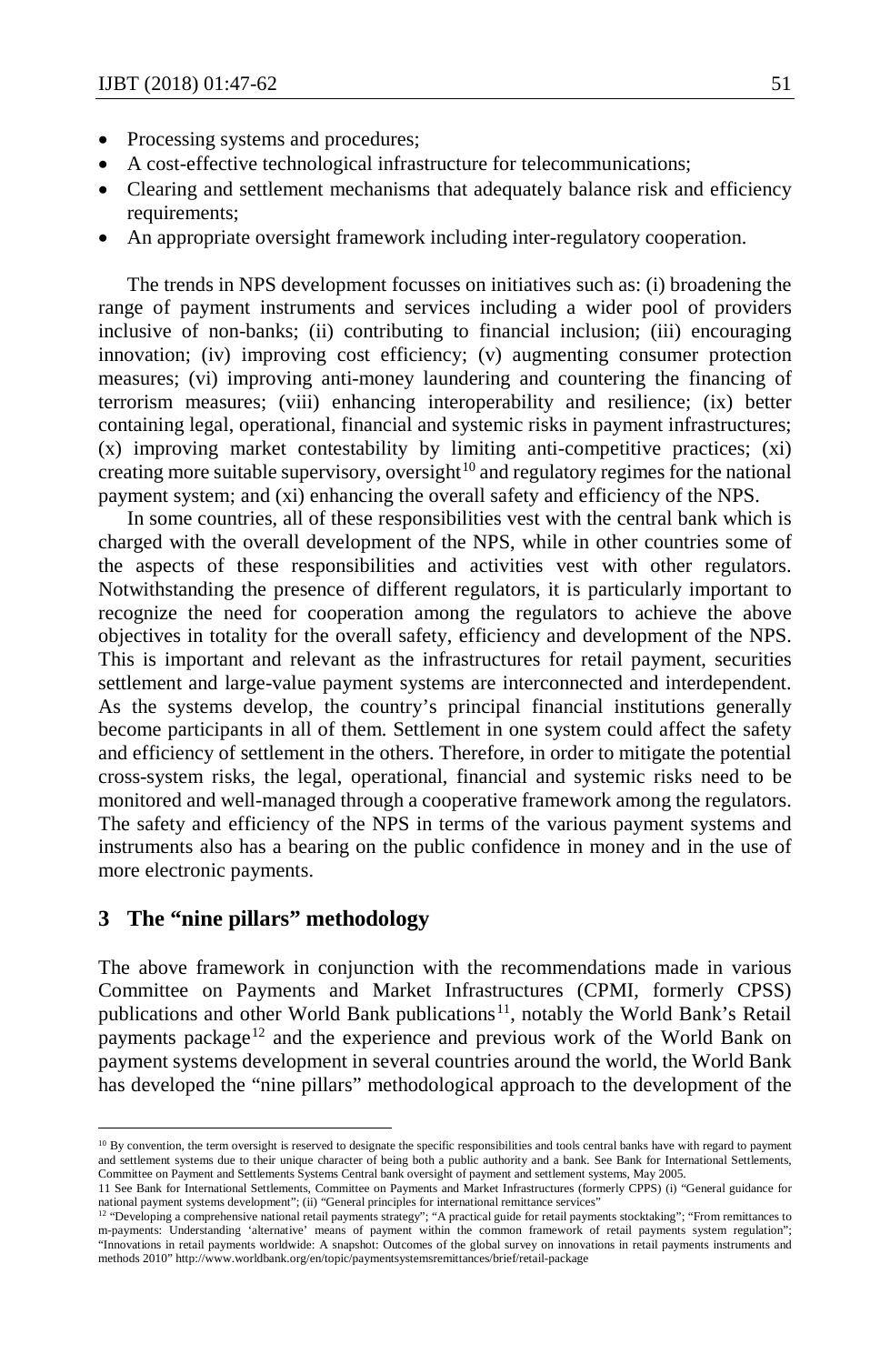- Processing systems and procedures;
- A cost-effective technological infrastructure for telecommunications;
- Clearing and settlement mechanisms that adequately balance risk and efficiency requirements;
- An appropriate oversight framework including inter-regulatory cooperation.

The trends in NPS development focusses on initiatives such as: (i) broadening the range of payment instruments and services including a wider pool of providers inclusive of non-banks; (ii) contributing to financial inclusion; (iii) encouraging innovation; (iv) improving cost efficiency; (v) augmenting consumer protection measures; (vi) improving anti-money laundering and countering the financing of terrorism measures; (viii) enhancing interoperability and resilience; (ix) better containing legal, operational, financial and systemic risks in payment infrastructures; (x) improving market contestability by limiting anti-competitive practices; (xi) creating more suitable supervisory, oversight[10] and regulatory regimes for the national payment system; and (xi) enhancing the overall safety and efficiency of the NPS.

In some countries, all of these responsibilities vest with the central bank which is charged with the overall development of the NPS, while in other countries some of the aspects of these responsibilities and activities vest with other regulators. Notwithstanding the presence of different regulators, it is particularly important to recognize the need for cooperation among the regulators to achieve the above objectives in totality for the overall safety, efficiency and development of the NPS. This is important and relevant as the infrastructures for retail payment, securities settlement and large-value payment systems are interconnected and interdependent. As the systems develop, the country's principal financial institutions generally become participants in all of them. Settlement in one system could affect the safety and efficiency of settlement in the others. Therefore, in order to mitigate the potential cross-system risks, the legal, operational, financial and systemic risks need to be monitored and well-managed through a cooperative framework among the regulators. The safety and efficiency of the NPS in terms of the various payment systems and instruments also has a bearing on the public confidence in money and in the use of more electronic payments.

## 3 The "nine pillars" methodology

The above framework in conjunction with the recommendations made in various Committee on Payments and Market Infrastructures (CPMI, formerly CPSS) publications and other World Bank publications[11], notably the World Bank's Retail payments package[12] and the experience and previous work of the World Bank on payment systems development in several countries around the world, the World Bank has developed the "nine pillars" methodological approach to the development of the

---

[10] By convention, the term oversight is reserved to designate the specific responsibilities and tools central banks have with regard to payment and settlement systems due to their unique character of being both a public authority and a bank. See Bank for International Settlements, Committee on Payment and Settlements Systems Central bank oversight of payment and settlement systems, May 2005.

[11] See Bank for International Settlements, Committee on Payments and Market Infrastructures (formerly CPPS) (i) "General guidance for national payment systems development"; (ii) "General principles for international remittance services"

[12] "Developing a comprehensive national retail payments strategy"; "A practical guide for retail payments stocktaking"; "From remittances to m-payments: Understanding 'alternative' means of payment within the common framework of retail payments system regulation"; "Innovations in retail payments worldwide: A snapshot: Outcomes of the global survey on innovations in retail payments instruments and methods 2010" http://www.worldbank.org/en/topic/paymentsystemsremittances/brief/retail-package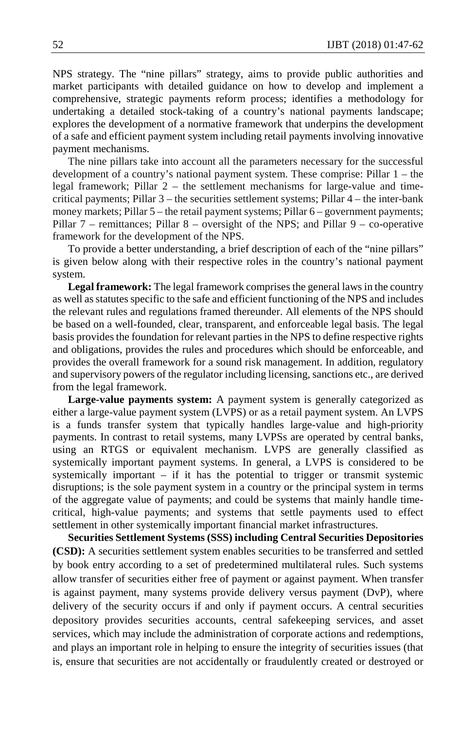NPS strategy. The "nine pillars" strategy, aims to provide public authorities and market participants with detailed guidance on how to develop and implement a comprehensive, strategic payments reform process; identifies a methodology for undertaking a detailed stock-taking of a country's national payments landscape; explores the development of a normative framework that underpins the development of a safe and efficient payment system including retail payments involving innovative payment mechanisms.

The nine pillars take into account all the parameters necessary for the successful development of a country's national payment system. These comprise: Pillar 1 – the legal framework; Pillar 2 – the settlement mechanisms for large-value and time-critical payments; Pillar 3 – the securities settlement systems; Pillar 4 – the inter-bank money markets; Pillar 5 – the retail payment systems; Pillar 6 – government payments; Pillar 7 – remittances; Pillar 8 – oversight of the NPS; and Pillar 9 – co-operative framework for the development of the NPS.

To provide a better understanding, a brief description of each of the "nine pillars" is given below along with their respective roles in the country's national payment system.

**Legal framework:** The legal framework comprises the general laws in the country as well as statutes specific to the safe and efficient functioning of the NPS and includes the relevant rules and regulations framed thereunder. All elements of the NPS should be based on a well-founded, clear, transparent, and enforceable legal basis. The legal basis provides the foundation for relevant parties in the NPS to define respective rights and obligations, provides the rules and procedures which should be enforceable, and provides the overall framework for a sound risk management. In addition, regulatory and supervisory powers of the regulator including licensing, sanctions etc., are derived from the legal framework.

**Large-value payments system:** A payment system is generally categorized as either a large-value payment system (LVPS) or as a retail payment system. An LVPS is a funds transfer system that typically handles large-value and high-priority payments. In contrast to retail systems, many LVPSs are operated by central banks, using an RTGS or equivalent mechanism. LVPS are generally classified as systemically important payment systems. In general, a LVPS is considered to be systemically important – if it has the potential to trigger or transmit systemic disruptions; is the sole payment system in a country or the principal system in terms of the aggregate value of payments; and could be systems that mainly handle time-critical, high-value payments; and systems that settle payments used to effect settlement in other systemically important financial market infrastructures.

**Securities Settlement Systems (SSS) including Central Securities Depositories (CSD):** A securities settlement system enables securities to be transferred and settled by book entry according to a set of predetermined multilateral rules. Such systems allow transfer of securities either free of payment or against payment. When transfer is against payment, many systems provide delivery versus payment (DvP), where delivery of the security occurs if and only if payment occurs. A central securities depository provides securities accounts, central safekeeping services, and asset services, which may include the administration of corporate actions and redemptions, and plays an important role in helping to ensure the integrity of securities issues (that is, ensure that securities are not accidentally or fraudulently created or destroyed or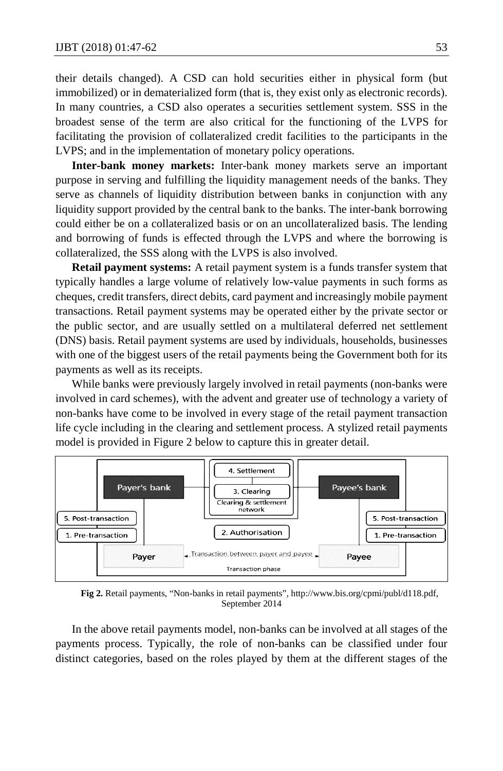their details changed). A CSD can hold securities either in physical form (but immobilized) or in dematerialized form (that is, they exist only as electronic records). In many countries, a CSD also operates a securities settlement system. SSS in the broadest sense of the term are also critical for the functioning of the LVPS for facilitating the provision of collateralized credit facilities to the participants in the LVPS; and in the implementation of monetary policy operations.

**Inter-bank money markets:** Inter-bank money markets serve an important purpose in serving and fulfilling the liquidity management needs of the banks. They serve as channels of liquidity distribution between banks in conjunction with any liquidity support provided by the central bank to the banks. The inter-bank borrowing could either be on a collateralized basis or on an uncollateralized basis. The lending and borrowing of funds is effected through the LVPS and where the borrowing is collateralized, the SSS along with the LVPS is also involved.

**Retail payment systems:** A retail payment system is a funds transfer system that typically handles a large volume of relatively low-value payments in such forms as cheques, credit transfers, direct debits, card payment and increasingly mobile payment transactions. Retail payment systems may be operated either by the private sector or the public sector, and are usually settled on a multilateral deferred net settlement (DNS) basis. Retail payment systems are used by individuals, households, businesses with one of the biggest users of the retail payments being the Government both for its payments as well as its receipts.

While banks were previously largely involved in retail payments (non-banks were involved in card schemes), with the advent and greater use of technology a variety of non-banks have come to be involved in every stage of the retail payment transaction life cycle including in the clearing and settlement process. A stylized retail payments model is provided in Figure 2 below to capture this in greater detail.

4. Settlement
3. Clearing
Clearing & settlement network
Payer's bank
Payee's bank
5. Post-transaction
1. Pre-transaction
2. Authorisation
5. Post-transaction
1. Pre-transaction
Payer
Transaction between payer and payee
Payee
Transaction phase

**Fig 2.** Retail payments, "Non-banks in retail payments", http://www.bis.org/cpmi/publ/d118.pdf, September 2014

In the above retail payments model, non-banks can be involved at all stages of the payments process. Typically, the role of non-banks can be classified under four distinct categories, based on the roles played by them at the different stages of the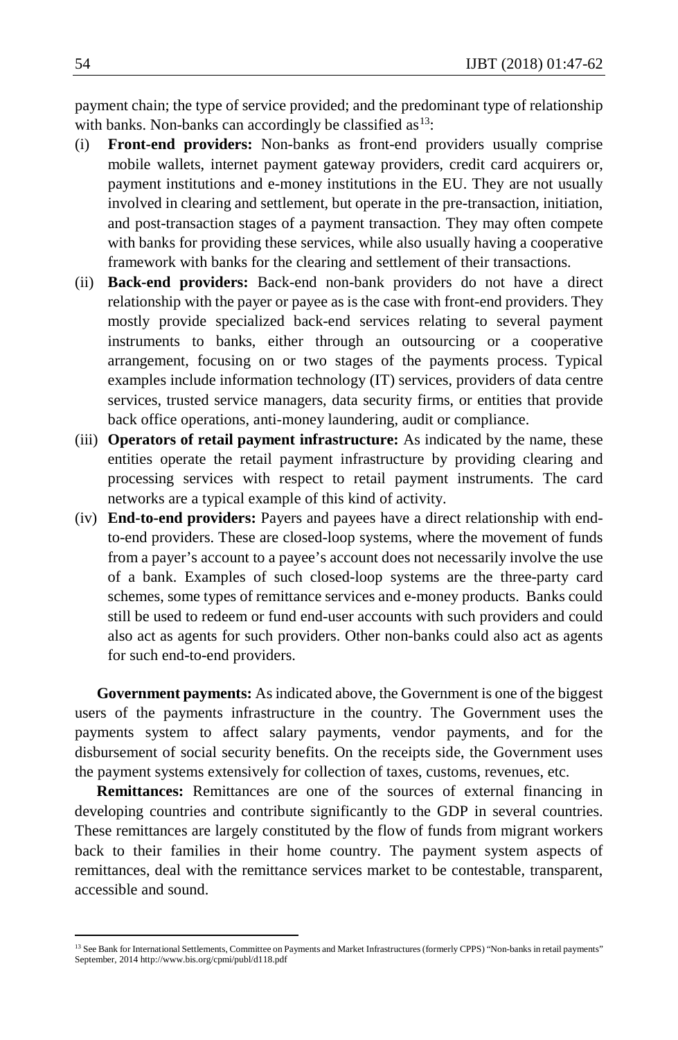payment chain; the type of service provided; and the predominant type of relationship with banks. Non-banks can accordingly be classified as[13]:

(i) **Front-end providers:** Non-banks as front-end providers usually comprise mobile wallets, internet payment gateway providers, credit card acquirers or, payment institutions and e-money institutions in the EU. They are not usually involved in clearing and settlement, but operate in the pre-transaction, initiation, and post-transaction stages of a payment transaction. They may often compete with banks for providing these services, while also usually having a cooperative framework with banks for the clearing and settlement of their transactions.

(ii) **Back-end providers:** Back-end non-bank providers do not have a direct relationship with the payer or payee as is the case with front-end providers. They mostly provide specialized back-end services relating to several payment instruments to banks, either through an outsourcing or a cooperative arrangement, focusing on or two stages of the payments process. Typical examples include information technology (IT) services, providers of data centre services, trusted service managers, data security firms, or entities that provide back office operations, anti-money laundering, audit or compliance.

(iii) **Operators of retail payment infrastructure:** As indicated by the name, these entities operate the retail payment infrastructure by providing clearing and processing services with respect to retail payment instruments. The card networks are a typical example of this kind of activity.

(iv) **End-to-end providers:** Payers and payees have a direct relationship with end-to-end providers. These are closed-loop systems, where the movement of funds from a payer's account to a payee's account does not necessarily involve the use of a bank. Examples of such closed-loop systems are the three-party card schemes, some types of remittance services and e-money products. Banks could still be used to redeem or fund end-user accounts with such providers and could also act as agents for such providers. Other non-banks could also act as agents for such end-to-end providers.

**Government payments:** As indicated above, the Government is one of the biggest users of the payments infrastructure in the country. The Government uses the payments system to affect salary payments, vendor payments, and for the disbursement of social security benefits. On the receipts side, the Government uses the payment systems extensively for collection of taxes, customs, revenues, etc.

**Remittances:** Remittances are one of the sources of external financing in developing countries and contribute significantly to the GDP in several countries. These remittances are largely constituted by the flow of funds from migrant workers back to their families in their home country. The payment system aspects of remittances, deal with the remittance services market to be contestable, transparent, accessible and sound.

---

[13] See Bank for International Settlements, Committee on Payments and Market Infrastructures (formerly CPPS) "Non-banks in retail payments" September, 2014 http://www.bis.org/cpmi/publ/d118.pdf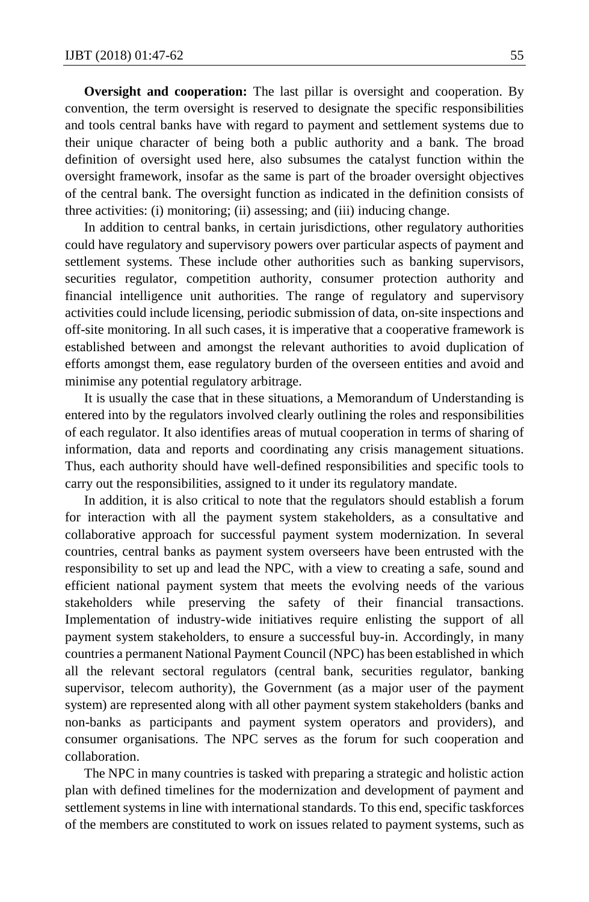**Oversight and cooperation:** The last pillar is oversight and cooperation. By convention, the term oversight is reserved to designate the specific responsibilities and tools central banks have with regard to payment and settlement systems due to their unique character of being both a public authority and a bank. The broad definition of oversight used here, also subsumes the catalyst function within the oversight framework, insofar as the same is part of the broader oversight objectives of the central bank. The oversight function as indicated in the definition consists of three activities: (i) monitoring; (ii) assessing; and (iii) inducing change.

In addition to central banks, in certain jurisdictions, other regulatory authorities could have regulatory and supervisory powers over particular aspects of payment and settlement systems. These include other authorities such as banking supervisors, securities regulator, competition authority, consumer protection authority and financial intelligence unit authorities. The range of regulatory and supervisory activities could include licensing, periodic submission of data, on-site inspections and off-site monitoring. In all such cases, it is imperative that a cooperative framework is established between and amongst the relevant authorities to avoid duplication of efforts amongst them, ease regulatory burden of the overseen entities and avoid and minimise any potential regulatory arbitrage.

It is usually the case that in these situations, a Memorandum of Understanding is entered into by the regulators involved clearly outlining the roles and responsibilities of each regulator. It also identifies areas of mutual cooperation in terms of sharing of information, data and reports and coordinating any crisis management situations. Thus, each authority should have well-defined responsibilities and specific tools to carry out the responsibilities, assigned to it under its regulatory mandate.

In addition, it is also critical to note that the regulators should establish a forum for interaction with all the payment system stakeholders, as a consultative and collaborative approach for successful payment system modernization. In several countries, central banks as payment system overseers have been entrusted with the responsibility to set up and lead the NPC, with a view to creating a safe, sound and efficient national payment system that meets the evolving needs of the various stakeholders while preserving the safety of their financial transactions. Implementation of industry-wide initiatives require enlisting the support of all payment system stakeholders, to ensure a successful buy-in. Accordingly, in many countries a permanent National Payment Council (NPC) has been established in which all the relevant sectoral regulators (central bank, securities regulator, banking supervisor, telecom authority), the Government (as a major user of the payment system) are represented along with all other payment system stakeholders (banks and non-banks as participants and payment system operators and providers), and consumer organisations. The NPC serves as the forum for such cooperation and collaboration.

The NPC in many countries is tasked with preparing a strategic and holistic action plan with defined timelines for the modernization and development of payment and settlement systems in line with international standards. To this end, specific taskforces of the members are constituted to work on issues related to payment systems, such as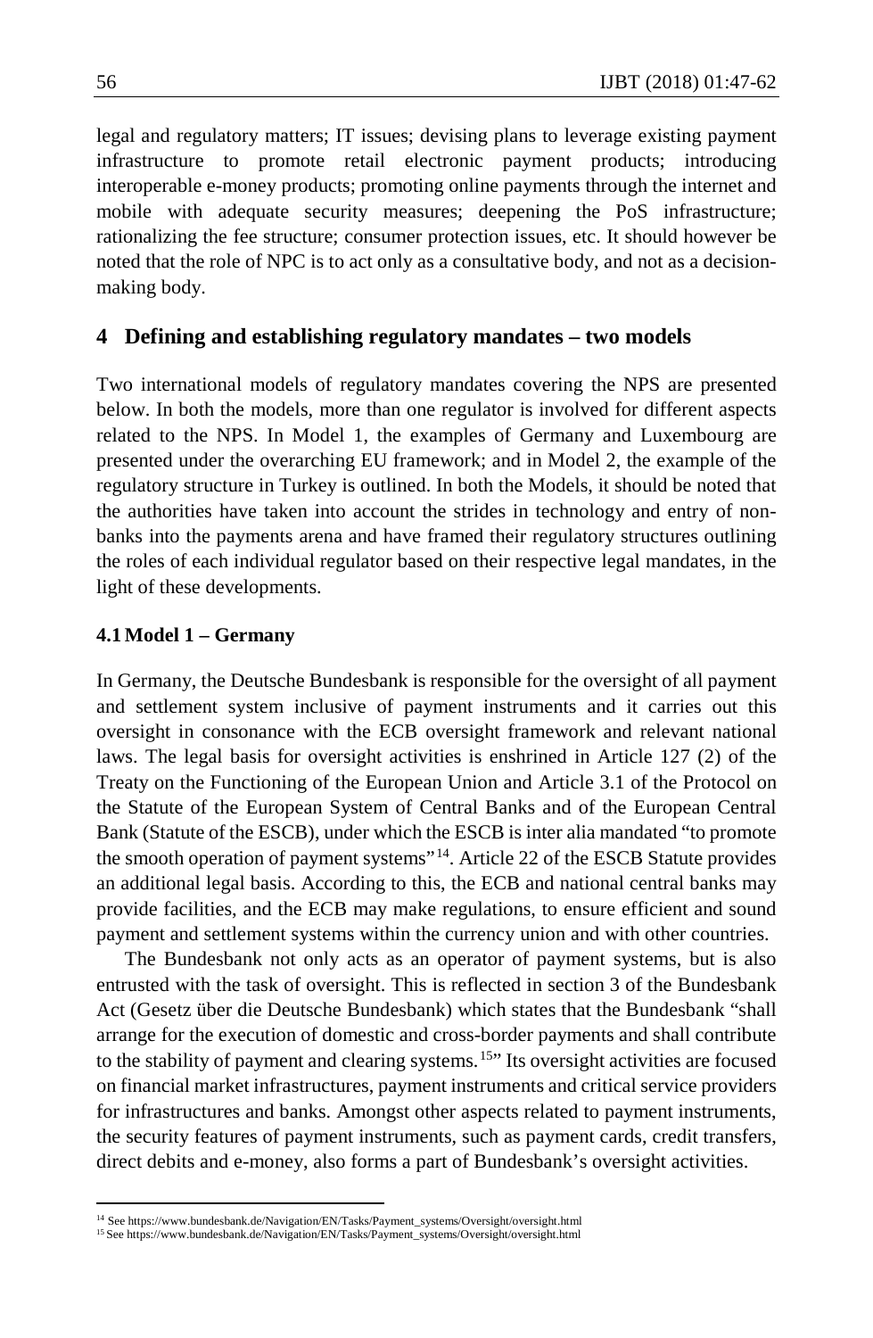legal and regulatory matters; IT issues; devising plans to leverage existing payment infrastructure to promote retail electronic payment products; introducing interoperable e-money products; promoting online payments through the internet and mobile with adequate security measures; deepening the PoS infrastructure; rationalizing the fee structure; consumer protection issues, etc. It should however be noted that the role of NPC is to act only as a consultative body, and not as a decision-making body.

## 4 Defining and establishing regulatory mandates – two models

Two international models of regulatory mandates covering the NPS are presented below. In both the models, more than one regulator is involved for different aspects related to the NPS. In Model 1, the examples of Germany and Luxembourg are presented under the overarching EU framework; and in Model 2, the example of the regulatory structure in Turkey is outlined. In both the Models, it should be noted that the authorities have taken into account the strides in technology and entry of non-banks into the payments arena and have framed their regulatory structures outlining the roles of each individual regulator based on their respective legal mandates, in the light of these developments.

### 4.1 Model 1 – Germany

In Germany, the Deutsche Bundesbank is responsible for the oversight of all payment and settlement system inclusive of payment instruments and it carries out this oversight in consonance with the ECB oversight framework and relevant national laws. The legal basis for oversight activities is enshrined in Article 127 (2) of the Treaty on the Functioning of the European Union and Article 3.1 of the Protocol on the Statute of the European System of Central Banks and of the European Central Bank (Statute of the ESCB), under which the ESCB is inter alia mandated "to promote the smooth operation of payment systems"[14]. Article 22 of the ESCB Statute provides an additional legal basis. According to this, the ECB and national central banks may provide facilities, and the ECB may make regulations, to ensure efficient and sound payment and settlement systems within the currency union and with other countries.

The Bundesbank not only acts as an operator of payment systems, but is also entrusted with the task of oversight. This is reflected in section 3 of the Bundesbank Act (Gesetz über die Deutsche Bundesbank) which states that the Bundesbank "shall arrange for the execution of domestic and cross-border payments and shall contribute to the stability of payment and clearing systems.[15]" Its oversight activities are focused on financial market infrastructures, payment instruments and critical service providers for infrastructures and banks. Amongst other aspects related to payment instruments, the security features of payment instruments, such as payment cards, credit transfers, direct debits and e-money, also forms a part of Bundesbank's oversight activities.

[14] See https://www.bundesbank.de/Navigation/EN/Tasks/Payment_systems/Oversight/oversight.html

[15] See https://www.bundesbank.de/Navigation/EN/Tasks/Payment_systems/Oversight/oversight.html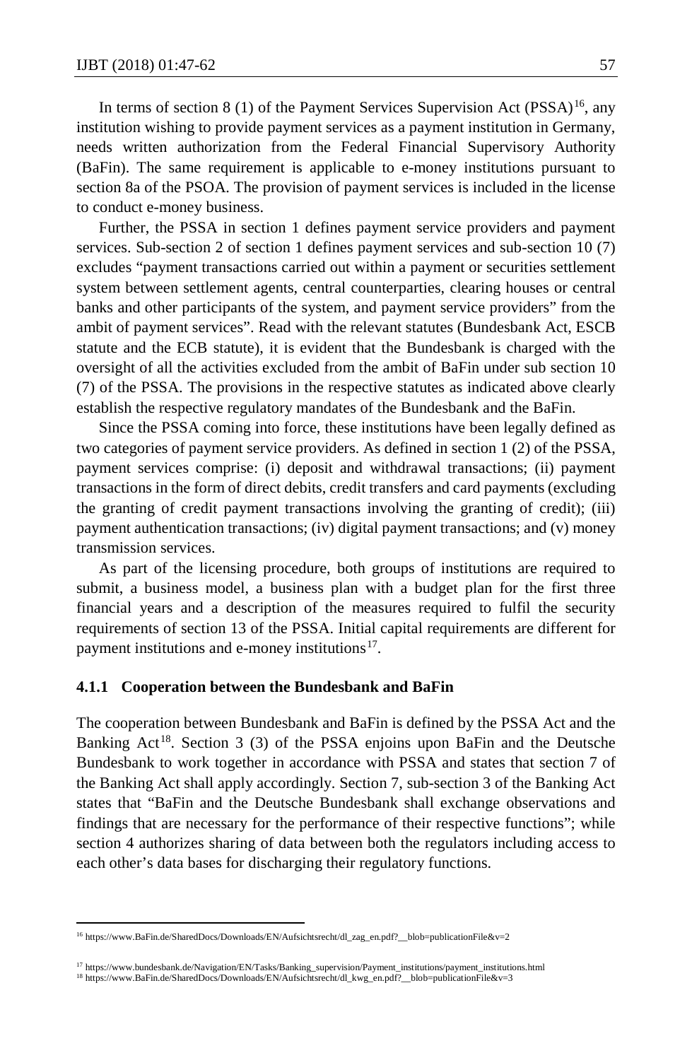In terms of section 8 (1) of the Payment Services Supervision Act (PSSA)[16], any institution wishing to provide payment services as a payment institution in Germany, needs written authorization from the Federal Financial Supervisory Authority (BaFin). The same requirement is applicable to e-money institutions pursuant to section 8a of the PSOA. The provision of payment services is included in the license to conduct e-money business.

Further, the PSSA in section 1 defines payment service providers and payment services. Sub-section 2 of section 1 defines payment services and sub-section 10 (7) excludes "payment transactions carried out within a payment or securities settlement system between settlement agents, central counterparties, clearing houses or central banks and other participants of the system, and payment service providers" from the ambit of payment services". Read with the relevant statutes (Bundesbank Act, ESCB statute and the ECB statute), it is evident that the Bundesbank is charged with the oversight of all the activities excluded from the ambit of BaFin under sub section 10 (7) of the PSSA. The provisions in the respective statutes as indicated above clearly establish the respective regulatory mandates of the Bundesbank and the BaFin.

Since the PSSA coming into force, these institutions have been legally defined as two categories of payment service providers. As defined in section 1 (2) of the PSSA, payment services comprise: (i) deposit and withdrawal transactions; (ii) payment transactions in the form of direct debits, credit transfers and card payments (excluding the granting of credit payment transactions involving the granting of credit); (iii) payment authentication transactions; (iv) digital payment transactions; and (v) money transmission services.

As part of the licensing procedure, both groups of institutions are required to submit, a business model, a business plan with a budget plan for the first three financial years and a description of the measures required to fulfil the security requirements of section 13 of the PSSA. Initial capital requirements are different for payment institutions and e-money institutions[17].

### 4.1.1 Cooperation between the Bundesbank and BaFin

The cooperation between Bundesbank and BaFin is defined by the PSSA Act and the Banking Act[18]. Section 3 (3) of the PSSA enjoins upon BaFin and the Deutsche Bundesbank to work together in accordance with PSSA and states that section 7 of the Banking Act shall apply accordingly. Section 7, sub-section 3 of the Banking Act states that "BaFin and the Deutsche Bundesbank shall exchange observations and findings that are necessary for the performance of their respective functions"; while section 4 authorizes sharing of data between both the regulators including access to each other's data bases for discharging their regulatory functions.

---

[16] https://www.BaFin.de/SharedDocs/Downloads/EN/Aufsichtsrecht/dl_zag_en.pdf?__blob=publicationFile&v=2

[17] https://www.bundesbank.de/Navigation/EN/Tasks/Banking_supervision/Payment_institutions/payment_institutions.html

[18] https://www.BaFin.de/SharedDocs/Downloads/EN/Aufsichtsrecht/dl_kwg_en.pdf?__blob=publicationFile&v=3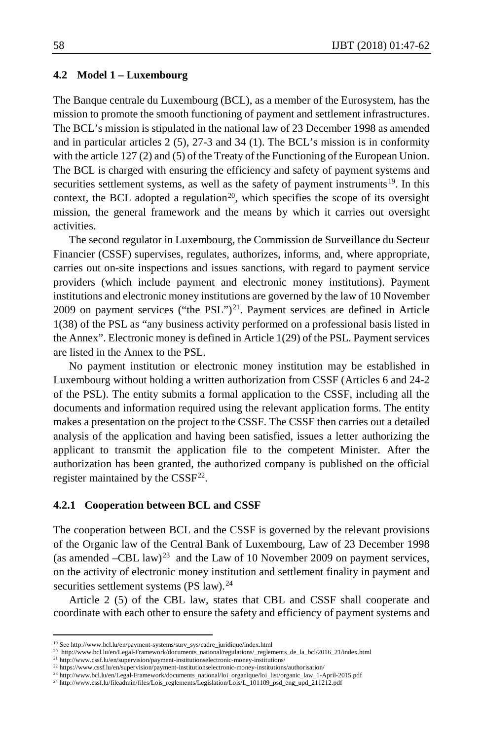### 4.2 Model 1 – Luxembourg

The Banque centrale du Luxembourg (BCL), as a member of the Eurosystem, has the mission to promote the smooth functioning of payment and settlement infrastructures. The BCL's mission is stipulated in the national law of 23 December 1998 as amended and in particular articles 2 (5), 27-3 and 34 (1). The BCL's mission is in conformity with the article 127 (2) and (5) of the Treaty of the Functioning of the European Union. The BCL is charged with ensuring the efficiency and safety of payment systems and securities settlement systems, as well as the safety of payment instruments[19]. In this context, the BCL adopted a regulation[20], which specifies the scope of its oversight mission, the general framework and the means by which it carries out oversight activities.

The second regulator in Luxembourg, the Commission de Surveillance du Secteur Financier (CSSF) supervises, regulates, authorizes, informs, and, where appropriate, carries out on-site inspections and issues sanctions, with regard to payment service providers (which include payment and electronic money institutions). Payment institutions and electronic money institutions are governed by the law of 10 November 2009 on payment services ("the PSL")[21]. Payment services are defined in Article 1(38) of the PSL as "any business activity performed on a professional basis listed in the Annex". Electronic money is defined in Article 1(29) of the PSL. Payment services are listed in the Annex to the PSL.

No payment institution or electronic money institution may be established in Luxembourg without holding a written authorization from CSSF (Articles 6 and 24-2 of the PSL). The entity submits a formal application to the CSSF, including all the documents and information required using the relevant application forms. The entity makes a presentation on the project to the CSSF. The CSSF then carries out a detailed analysis of the application and having been satisfied, issues a letter authorizing the applicant to transmit the application file to the competent Minister. After the authorization has been granted, the authorized company is published on the official register maintained by the CSSF[22].

#### 4.2.1 Cooperation between BCL and CSSF

The cooperation between BCL and the CSSF is governed by the relevant provisions of the Organic law of the Central Bank of Luxembourg, Law of 23 December 1998 (as amended –CBL law)[23] and the Law of 10 November 2009 on payment services, on the activity of electronic money institution and settlement finality in payment and securities settlement systems (PS law).[24]

Article 2 (5) of the CBL law, states that CBL and CSSF shall cooperate and coordinate with each other to ensure the safety and efficiency of payment systems and

---

[19] See http://www.bcl.lu/en/payment-systems/surv_sys/cadre_juridique/index.html

[20] http://www.bcl.lu/en/Legal-Framework/documents_national/regulations/_reglements_de_la_bcl/2016_21/index.html

[21] http://www.cssf.lu/en/supervision/payment-institutionselectronic-money-institutions/

[22] https://www.cssf.lu/en/supervision/payment-institutionselectronic-money-institutions/authorisation/

[23] http://www.bcl.lu/en/Legal-Framework/documents_national/loi_organique/loi_list/organic_law_1-April-2015.pdf

[24] http://www.cssf.lu/fileadmin/files/Lois_reglements/Legislation/Lois/L_101109_psd_eng_upd_211212.pdf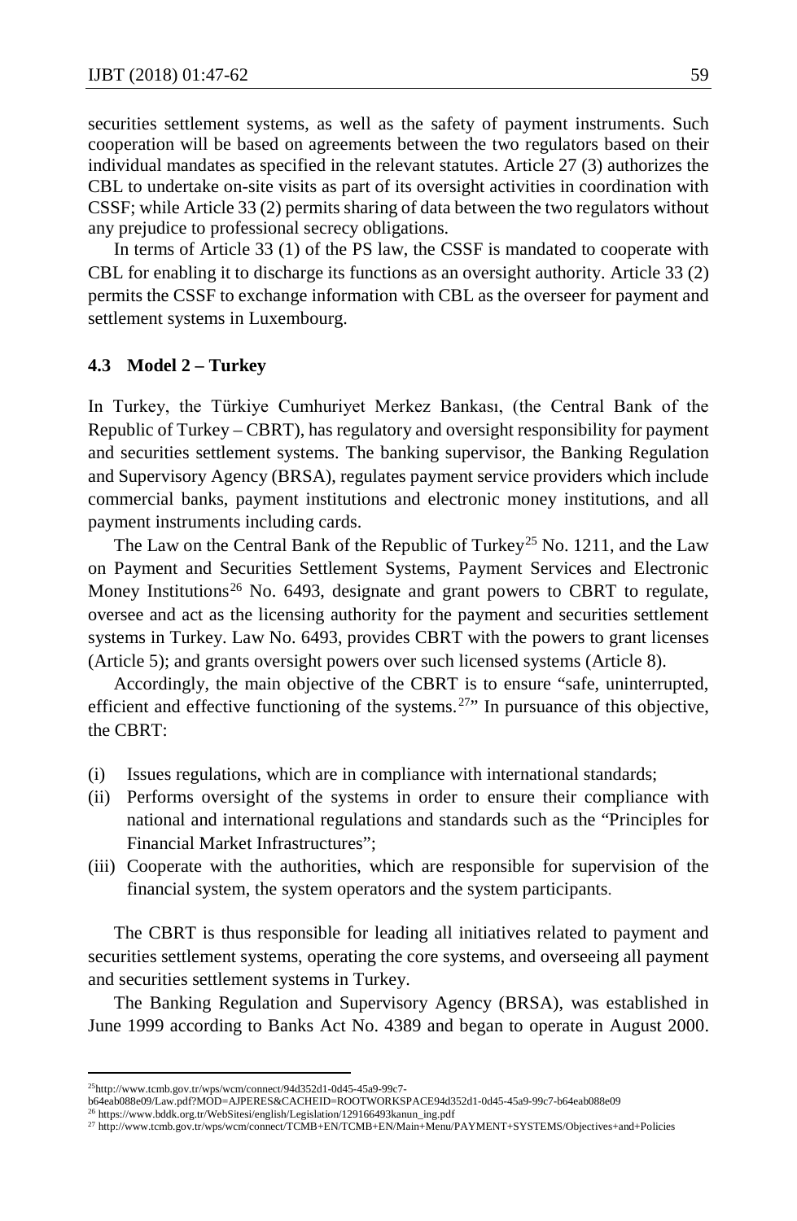securities settlement systems, as well as the safety of payment instruments. Such cooperation will be based on agreements between the two regulators based on their individual mandates as specified in the relevant statutes. Article 27 (3) authorizes the CBL to undertake on-site visits as part of its oversight activities in coordination with CSSF; while Article 33 (2) permits sharing of data between the two regulators without any prejudice to professional secrecy obligations.

In terms of Article 33 (1) of the PS law, the CSSF is mandated to cooperate with CBL for enabling it to discharge its functions as an oversight authority. Article 33 (2) permits the CSSF to exchange information with CBL as the overseer for payment and settlement systems in Luxembourg.

### 4.3 Model 2 – Turkey

In Turkey, the Türkiye Cumhuriyet Merkez Bankası, (the Central Bank of the Republic of Turkey – CBRT), has regulatory and oversight responsibility for payment and securities settlement systems. The banking supervisor, the Banking Regulation and Supervisory Agency (BRSA), regulates payment service providers which include commercial banks, payment institutions and electronic money institutions, and all payment instruments including cards.

The Law on the Central Bank of the Republic of Turkey[25] No. 1211, and the Law on Payment and Securities Settlement Systems, Payment Services and Electronic Money Institutions[26] No. 6493, designate and grant powers to CBRT to regulate, oversee and act as the licensing authority for the payment and securities settlement systems in Turkey. Law No. 6493, provides CBRT with the powers to grant licenses (Article 5); and grants oversight powers over such licensed systems (Article 8).

Accordingly, the main objective of the CBRT is to ensure "safe, uninterrupted, efficient and effective functioning of the systems.[27]" In pursuance of this objective, the CBRT:

(i) Issues regulations, which are in compliance with international standards;
(ii) Performs oversight of the systems in order to ensure their compliance with national and international regulations and standards such as the "Principles for Financial Market Infrastructures";
(iii) Cooperate with the authorities, which are responsible for supervision of the financial system, the system operators and the system participants.

The CBRT is thus responsible for leading all initiatives related to payment and securities settlement systems, operating the core systems, and overseeing all payment and securities settlement systems in Turkey.

The Banking Regulation and Supervisory Agency (BRSA), was established in June 1999 according to Banks Act No. 4389 and began to operate in August 2000.

---

[25] http://www.tcmb.gov.tr/wps/wcm/connect/94d352d1-0d45-45a9-99c7-b64eab088e09/Law.pdf?MOD=AJPERES&CACHEID=ROOTWORKSPACE94d352d1-0d45-45a9-99c7-b64eab088e09

[26] https://www.bddk.org.tr/WebSitesi/english/Legislation/129166493kanun_ing.pdf

[27] http://www.tcmb.gov.tr/wps/wcm/connect/TCMB+EN/TCMB+EN/Main+Menu/PAYMENT+SYSTEMS/Objectives+and+Policies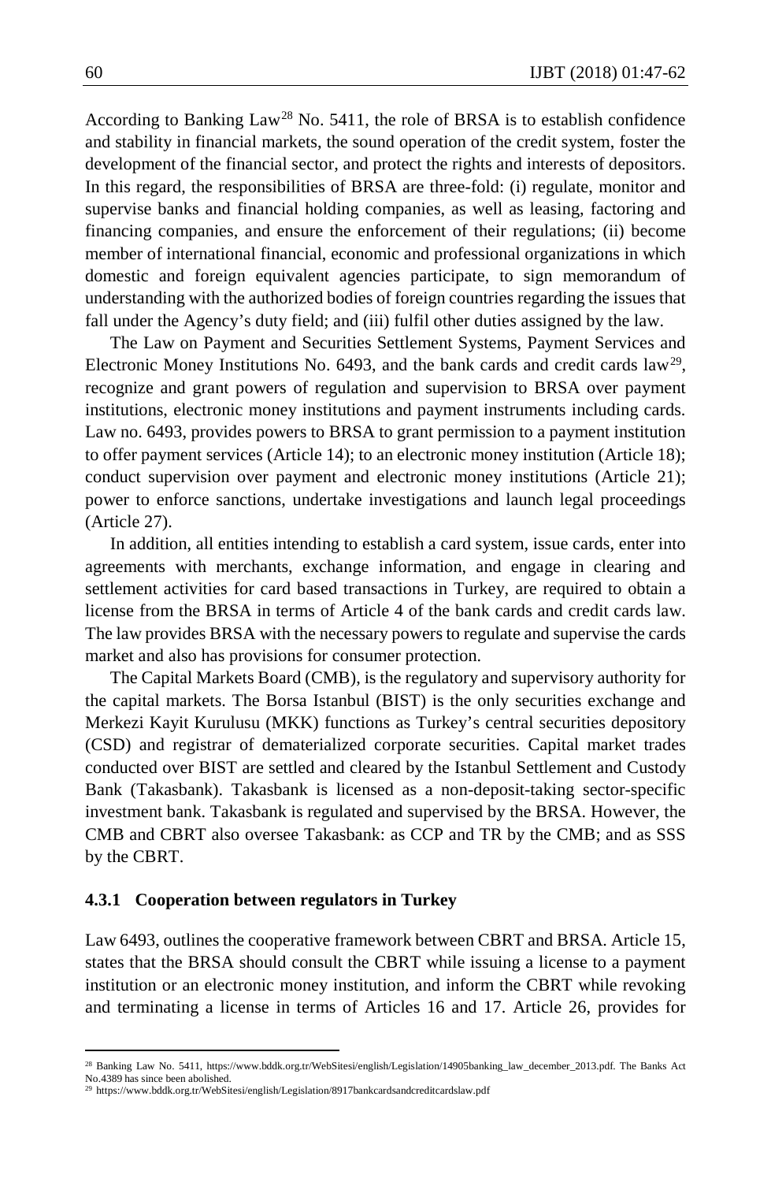According to Banking Law[28] No. 5411, the role of BRSA is to establish confidence and stability in financial markets, the sound operation of the credit system, foster the development of the financial sector, and protect the rights and interests of depositors. In this regard, the responsibilities of BRSA are three-fold: (i) regulate, monitor and supervise banks and financial holding companies, as well as leasing, factoring and financing companies, and ensure the enforcement of their regulations; (ii) become member of international financial, economic and professional organizations in which domestic and foreign equivalent agencies participate, to sign memorandum of understanding with the authorized bodies of foreign countries regarding the issues that fall under the Agency's duty field; and (iii) fulfil other duties assigned by the law.

The Law on Payment and Securities Settlement Systems, Payment Services and Electronic Money Institutions No. 6493, and the bank cards and credit cards law[29], recognize and grant powers of regulation and supervision to BRSA over payment institutions, electronic money institutions and payment instruments including cards. Law no. 6493, provides powers to BRSA to grant permission to a payment institution to offer payment services (Article 14); to an electronic money institution (Article 18); conduct supervision over payment and electronic money institutions (Article 21); power to enforce sanctions, undertake investigations and launch legal proceedings (Article 27).

In addition, all entities intending to establish a card system, issue cards, enter into agreements with merchants, exchange information, and engage in clearing and settlement activities for card based transactions in Turkey, are required to obtain a license from the BRSA in terms of Article 4 of the bank cards and credit cards law. The law provides BRSA with the necessary powers to regulate and supervise the cards market and also has provisions for consumer protection.

The Capital Markets Board (CMB), is the regulatory and supervisory authority for the capital markets. The Borsa Istanbul (BIST) is the only securities exchange and Merkezi Kayit Kurulusu (MKK) functions as Turkey's central securities depository (CSD) and registrar of dematerialized corporate securities. Capital market trades conducted over BIST are settled and cleared by the Istanbul Settlement and Custody Bank (Takasbank). Takasbank is licensed as a non-deposit-taking sector-specific investment bank. Takasbank is regulated and supervised by the BRSA. However, the CMB and CBRT also oversee Takasbank: as CCP and TR by the CMB; and as SSS by the CBRT.

### 4.3.1 Cooperation between regulators in Turkey

Law 6493, outlines the cooperative framework between CBRT and BRSA. Article 15, states that the BRSA should consult the CBRT while issuing a license to a payment institution or an electronic money institution, and inform the CBRT while revoking and terminating a license in terms of Articles 16 and 17. Article 26, provides for

---

[28] Banking Law No. 5411, https://www.bddk.org.tr/WebSitesi/english/Legislation/14905banking_law_december_2013.pdf. The Banks Act No.4389 has since been abolished.

[29] https://www.bddk.org.tr/WebSitesi/english/Legislation/8917bankcardsandcreditcardslaw.pdf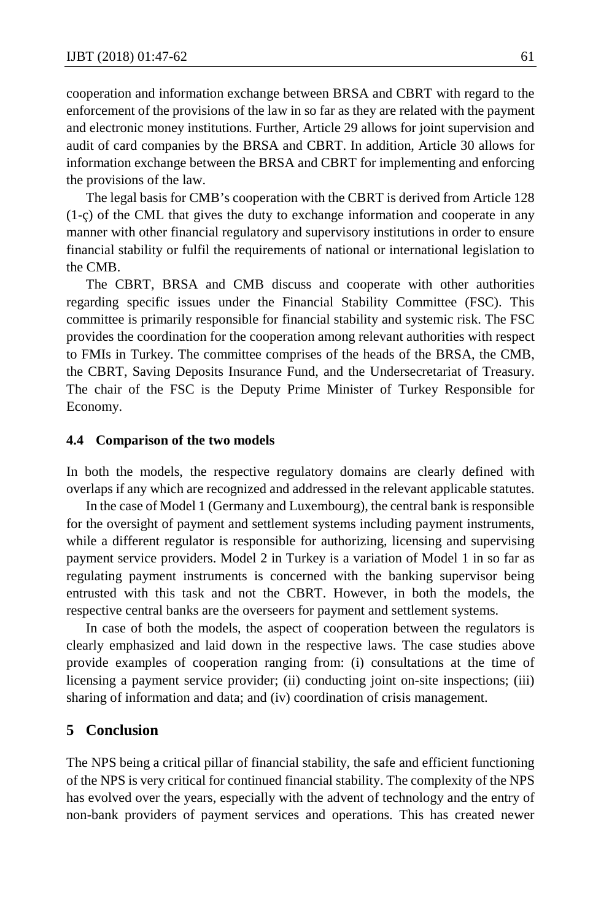cooperation and information exchange between BRSA and CBRT with regard to the enforcement of the provisions of the law in so far as they are related with the payment and electronic money institutions. Further, Article 29 allows for joint supervision and audit of card companies by the BRSA and CBRT. In addition, Article 30 allows for information exchange between the BRSA and CBRT for implementing and enforcing the provisions of the law.

The legal basis for CMB's cooperation with the CBRT is derived from Article 128 (1-ç) of the CML that gives the duty to exchange information and cooperate in any manner with other financial regulatory and supervisory institutions in order to ensure financial stability or fulfil the requirements of national or international legislation to the CMB.

The CBRT, BRSA and CMB discuss and cooperate with other authorities regarding specific issues under the Financial Stability Committee (FSC). This committee is primarily responsible for financial stability and systemic risk. The FSC provides the coordination for the cooperation among relevant authorities with respect to FMIs in Turkey. The committee comprises of the heads of the BRSA, the CMB, the CBRT, Saving Deposits Insurance Fund, and the Undersecretariat of Treasury. The chair of the FSC is the Deputy Prime Minister of Turkey Responsible for Economy.

### 4.4 Comparison of the two models

In both the models, the respective regulatory domains are clearly defined with overlaps if any which are recognized and addressed in the relevant applicable statutes.

In the case of Model 1 (Germany and Luxembourg), the central bank is responsible for the oversight of payment and settlement systems including payment instruments, while a different regulator is responsible for authorizing, licensing and supervising payment service providers. Model 2 in Turkey is a variation of Model 1 in so far as regulating payment instruments is concerned with the banking supervisor being entrusted with this task and not the CBRT. However, in both the models, the respective central banks are the overseers for payment and settlement systems.

In case of both the models, the aspect of cooperation between the regulators is clearly emphasized and laid down in the respective laws. The case studies above provide examples of cooperation ranging from: (i) consultations at the time of licensing a payment service provider; (ii) conducting joint on-site inspections; (iii) sharing of information and data; and (iv) coordination of crisis management.

## 5 Conclusion

The NPS being a critical pillar of financial stability, the safe and efficient functioning of the NPS is very critical for continued financial stability. The complexity of the NPS has evolved over the years, especially with the advent of technology and the entry of non-bank providers of payment services and operations. This has created newer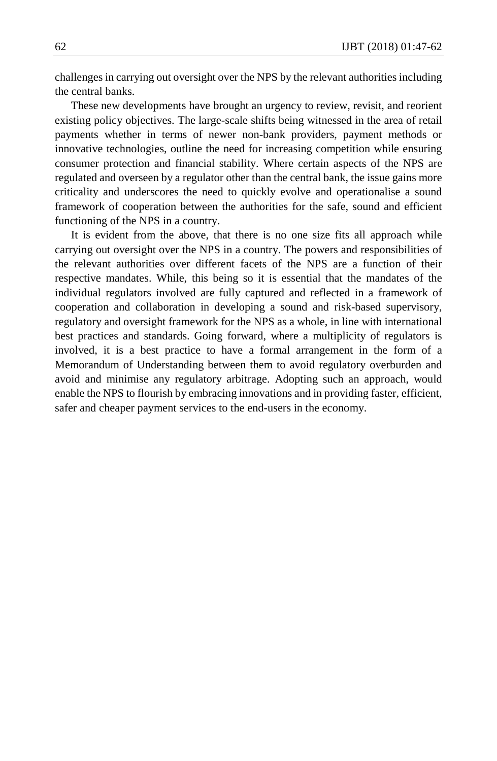challenges in carrying out oversight over the NPS by the relevant authorities including the central banks.

These new developments have brought an urgency to review, revisit, and reorient existing policy objectives. The large-scale shifts being witnessed in the area of retail payments whether in terms of newer non-bank providers, payment methods or innovative technologies, outline the need for increasing competition while ensuring consumer protection and financial stability. Where certain aspects of the NPS are regulated and overseen by a regulator other than the central bank, the issue gains more criticality and underscores the need to quickly evolve and operationalise a sound framework of cooperation between the authorities for the safe, sound and efficient functioning of the NPS in a country.

It is evident from the above, that there is no one size fits all approach while carrying out oversight over the NPS in a country. The powers and responsibilities of the relevant authorities over different facets of the NPS are a function of their respective mandates. While, this being so it is essential that the mandates of the individual regulators involved are fully captured and reflected in a framework of cooperation and collaboration in developing a sound and risk-based supervisory, regulatory and oversight framework for the NPS as a whole, in line with international best practices and standards. Going forward, where a multiplicity of regulators is involved, it is a best practice to have a formal arrangement in the form of a Memorandum of Understanding between them to avoid regulatory overburden and avoid and minimise any regulatory arbitrage. Adopting such an approach, would enable the NPS to flourish by embracing innovations and in providing faster, efficient, safer and cheaper payment services to the end-users in the economy.